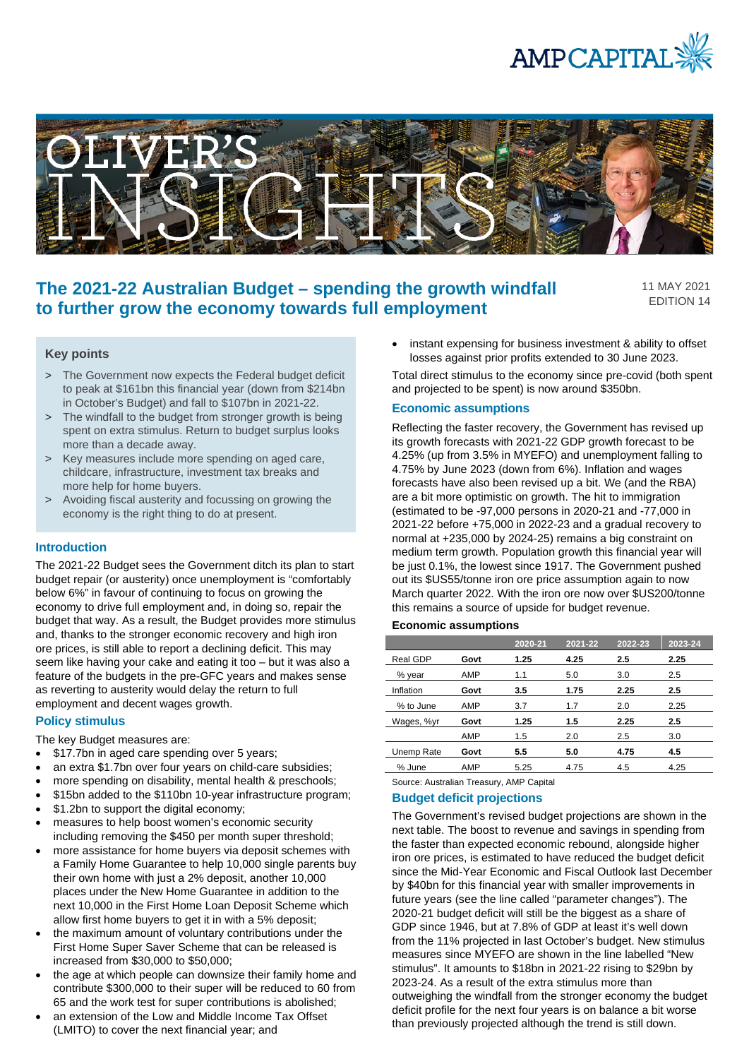# The 2021-22 Australian Budget – spending the growth windfall to further grow the economy towards full employment

11 MAY 2021
EDITION 14

### Key points

> The Government now expects the Federal budget deficit to peak at $161bn this financial year (down from $214bn in October's Budget) and fall to $107bn in 2021-22.

> The windfall to the budget from stronger growth is being spent on extra stimulus. Return to budget surplus looks more than a decade away.

> Key measures include more spending on aged care, childcare, infrastructure, investment tax breaks and more help for home buyers.

> Avoiding fiscal austerity and focussing on growing the economy is the right thing to do at present.

## Introduction

The 2021-22 Budget sees the Government ditch its plan to start budget repair (or austerity) once unemployment is "comfortably below 6%" in favour of continuing to focus on growing the economy to drive full employment and, in doing so, repair the budget that way. As a result, the Budget provides more stimulus and, thanks to the stronger economic recovery and high iron ore prices, is still able to report a declining deficit. This may seem like having your cake and eating it too – but it was also a feature of the budgets in the pre-GFC years and makes sense as reverting to austerity would delay the return to full employment and decent wages growth.

## Policy stimulus

The key Budget measures are:

- $17.7bn in aged care spending over 5 years;
- an extra $1.7bn over four years on child-care subsidies;
- more spending on disability, mental health & preschools;
- $15bn added to the $110bn 10-year infrastructure program;
- $1.2bn to support the digital economy;
- measures to help boost women's economic security including removing the $450 per month super threshold;
- more assistance for home buyers via deposit schemes with a Family Home Guarantee to help 10,000 single parents buy their own home with just a 2% deposit, another 10,000 places under the New Home Guarantee in addition to the next 10,000 in the First Home Loan Deposit Scheme which allow first home buyers to get it in with a 5% deposit;
- the maximum amount of voluntary contributions under the First Home Super Saver Scheme that can be released is increased from $30,000 to $50,000;
- the age at which people can downsize their family home and contribute $300,000 to their super will be reduced to 60 from 65 and the work test for super contributions is abolished;
- an extension of the Low and Middle Income Tax Offset (LMITO) to cover the next financial year; and
- instant expensing for business investment & ability to offset losses against prior profits extended to 30 June 2023.

Total direct stimulus to the economy since pre-covid (both spent and projected to be spent) is now around $350bn.

## Economic assumptions

Reflecting the faster recovery, the Government has revised up its growth forecasts with 2021-22 GDP growth forecast to be 4.25% (up from 3.5% in MYEFO) and unemployment falling to 4.75% by June 2023 (down from 6%). Inflation and wages forecasts have also been revised up a bit. We (and the RBA) are a bit more optimistic on growth. The hit to immigration (estimated to be -97,000 persons in 2020-21 and -77,000 in 2021-22 before +75,000 in 2022-23 and a gradual recovery to normal at +235,000 by 2024-25) remains a big constraint on medium term growth. Population growth this financial year will be just 0.1%, the lowest since 1917. The Government pushed out its $US55/tonne iron ore price assumption again to now March quarter 2022. With the iron ore now over $US200/tonne this remains a source of upside for budget revenue.

**Economic assumptions**

| | | 2020-21 | 2021-22 | 2022-23 | 2023-24 |
|---|---|---|---|---|---|
| Real GDP | **Govt** | **1.25** | **4.25** | **2.5** | **2.25** |
| % year | AMP | 1.1 | 5.0 | 3.0 | 2.5 |
| Inflation | **Govt** | **3.5** | **1.75** | **2.25** | **2.5** |
| % to June | AMP | 3.7 | 1.7 | 2.0 | 2.25 |
| Wages, %yr | **Govt** | **1.25** | **1.5** | **2.25** | **2.5** |
| | AMP | 1.5 | 2.0 | 2.5 | 3.0 |
| Unemp Rate | **Govt** | **5.5** | **5.0** | **4.75** | **4.5** |
| % June | AMP | 5.25 | 4.75 | 4.5 | 4.25 |

Source: Australian Treasury, AMP Capital

## Budget deficit projections

The Government's revised budget projections are shown in the next table. The boost to revenue and savings in spending from the faster than expected economic rebound, alongside higher iron ore prices, is estimated to have reduced the budget deficit since the Mid-Year Economic and Fiscal Outlook last December by $40bn for this financial year with smaller improvements in future years (see the line called "parameter changes"). The 2020-21 budget deficit will still be the biggest as a share of GDP since 1946, but at 7.8% of GDP at least it's well down from the 11% projected in last October's budget. New stimulus measures since MYEFO are shown in the line labelled "New stimulus". It amounts to $18bn in 2021-22 rising to $29bn by 2023-24. As a result of the extra stimulus more than outweighing the windfall from the stronger economy the budget deficit profile for the next four years is on balance a bit worse than previously projected although the trend is still down.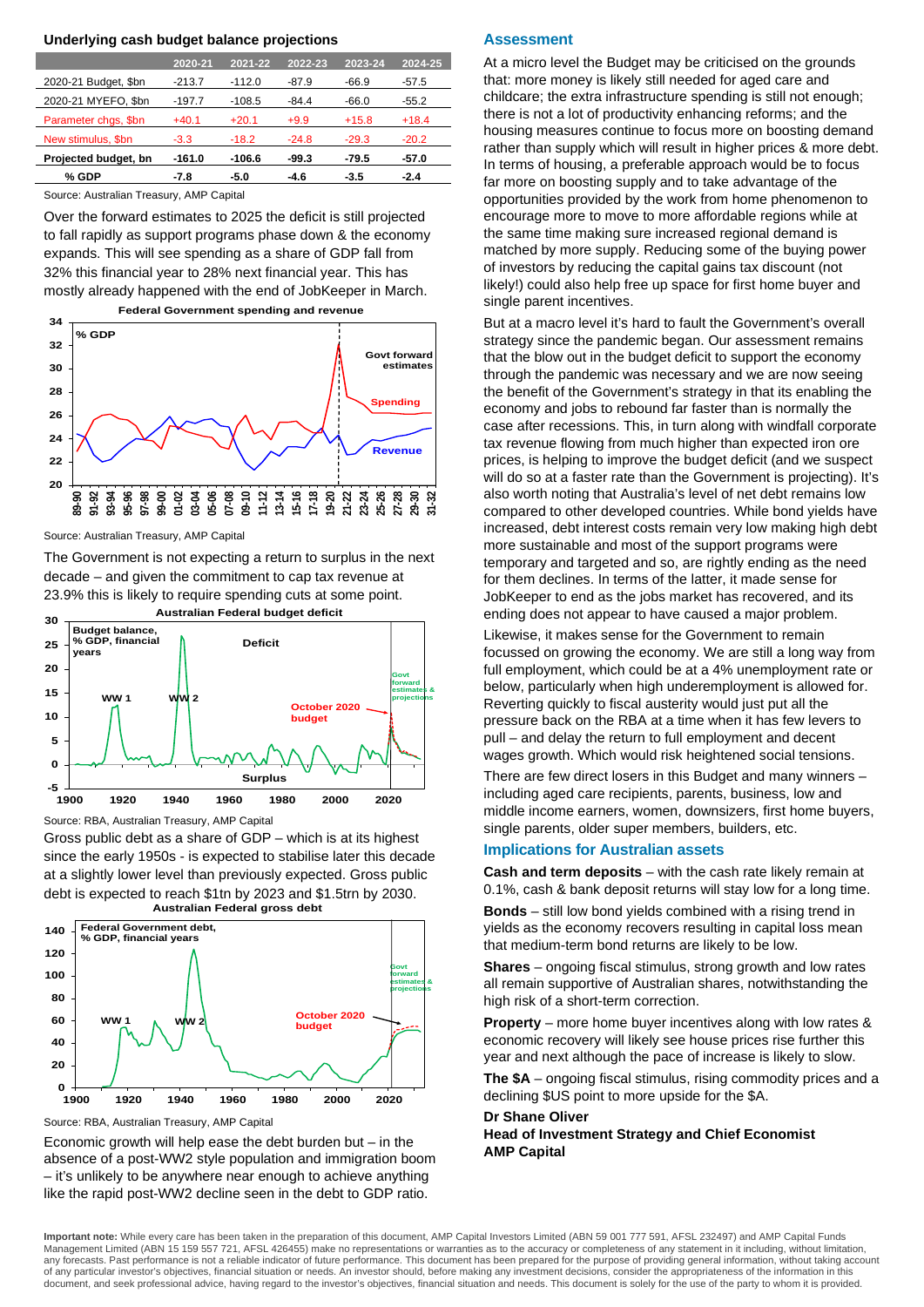**Underlying cash budget balance projections**

| | 2020-21 | 2021-22 | 2022-23 | 2023-24 | 2024-25 |
|---|---|---|---|---|---|
| 2020-21 Budget, $bn | -213.7 | -112.0 | -87.9 | -66.9 | -57.5 |
| 2020-21 MYEFO, $bn | -197.7 | -108.5 | -84.4 | -66.0 | -55.2 |
| Parameter chgs, $bn | +40.1 | +20.1 | +9.9 | +15.8 | +18.4 |
| New stimulus, $bn | -3.3 | -18.2 | -24.8 | -29.3 | -20.2 |
| **Projected budget, bn** | **-161.0** | **-106.6** | **-99.3** | **-79.5** | **-57.0** |
| **% GDP** | **-7.8** | **-5.0** | **-4.6** | **-3.5** | **-2.4** |

Source: Australian Treasury, AMP Capital

Over the forward estimates to 2025 the deficit is still projected to fall rapidly as support programs phase down & the economy expands. This will see spending as a share of GDP fall from 32% this financial year to 28% next financial year. This has mostly already happened with the end of JobKeeper in March.

**Federal Government spending and revenue**

% GDP

Govt forward estimates

Spending

Revenue

34 32 30 28 26 24 22 20

89-90 91-92 93-94 95-96 97-98 99-00 01-02 03-04 05-06 07-08 09-10 11-12 13-14 15-16 17-18 19-20 21-22 23-24 25-26 27-28 29-30 31-32

Source: Australian Treasury, AMP Capital

The Government is not expecting a return to surplus in the next decade – and given the commitment to cap tax revenue at 23.9% this is likely to require spending cuts at some point.

**Australian Federal budget deficit**

Budget balance, % GDP, financial years

Deficit

WW 1

WW 2

October 2020 budget

Govt forward estimates & projections

Surplus

30 25 20 15 10 5 0 -5

1900 1920 1940 1960 1980 2000 2020

Source: RBA, Australian Treasury, AMP Capital

Gross public debt as a share of GDP – which is at its highest since the early 1950s - is expected to stabilise later this decade at a slightly lower level than previously expected. Gross public debt is expected to reach $1tn by 2023 and $1.5trn by 2030.

**Australian Federal gross debt**

Federal Government debt, % GDP, financial years

WW 1

WW 2

October 2020 budget

Govt forward estimates & projections

140 120 100 80 60 40 20 0

1900 1920 1940 1960 1980 2000 2020

Source: RBA, Australian Treasury, AMP Capital

Economic growth will help ease the debt burden but – in the absence of a post-WW2 style population and immigration boom – it's unlikely to be anywhere near enough to achieve anything like the rapid post-WW2 decline seen in the debt to GDP ratio.

## Assessment

At a micro level the Budget may be criticised on the grounds that: more money is likely still needed for aged care and childcare; the extra infrastructure spending is still not enough; there is not a lot of productivity enhancing reforms; and the housing measures continue to focus more on boosting demand rather than supply which will result in higher prices & more debt. In terms of housing, a preferable approach would be to focus far more on boosting supply and to take advantage of the opportunities provided by the work from home phenomenon to encourage more to move to more affordable regions while at the same time making sure increased regional demand is matched by more supply. Reducing some of the buying power of investors by reducing the capital gains tax discount (not likely!) could also help free up space for first home buyer and single parent incentives.

But at a macro level it's hard to fault the Government's overall strategy since the pandemic began. Our assessment remains that the blow out in the budget deficit to support the economy through the pandemic was necessary and we are now seeing the benefit of the Government's strategy in that its enabling the economy and jobs to rebound far faster than is normally the case after recessions. This, in turn along with windfall corporate tax revenue flowing from much higher than expected iron ore prices, is helping to improve the budget deficit (and we suspect will do so at a faster rate than the Government is projecting). It's also worth noting that Australia's level of net debt remains low compared to other developed countries. While bond yields have increased, debt interest costs remain very low making high debt more sustainable and most of the support programs were temporary and targeted and so, are rightly ending as the need for them declines. In terms of the latter, it made sense for JobKeeper to end as the jobs market has recovered, and its ending does not appear to have caused a major problem.

Likewise, it makes sense for the Government to remain focussed on growing the economy. We are still a long way from full employment, which could be at a 4% unemployment rate or below, particularly when high underemployment is allowed for. Reverting quickly to fiscal austerity would just put all the pressure back on the RBA at a time when it has few levers to pull – and delay the return to full employment and decent wages growth. Which would risk heightened social tensions.

There are few direct losers in this Budget and many winners – including aged care recipients, parents, business, low and middle income earners, women, downsizers, first home buyers, single parents, older super members, builders, etc.

## Implications for Australian assets

**Cash and term deposits** – with the cash rate likely remain at 0.1%, cash & bank deposit returns will stay low for a long time.

**Bonds** – still low bond yields combined with a rising trend in yields as the economy recovers resulting in capital loss mean that medium-term bond returns are likely to be low.

**Shares** – ongoing fiscal stimulus, strong growth and low rates all remain supportive of Australian shares, notwithstanding the high risk of a short-term correction.

**Property** – more home buyer incentives along with low rates & economic recovery will likely see house prices rise further this year and next although the pace of increase is likely to slow.

**The $A** – ongoing fiscal stimulus, rising commodity prices and a declining $US point to more upside for the $A.

**Dr Shane Oliver**
**Head of Investment Strategy and Chief Economist**
**AMP Capital**

**Important note:** While every care has been taken in the preparation of this document, AMP Capital Investors Limited (ABN 59 001 777 591, AFSL 232497) and AMP Capital Funds Management Limited (ABN 15 159 557 721, AFSL 426455) make no representations or warranties as to the accuracy or completeness of any statement in it including, without limitation, any forecasts. Past performance is not a reliable indicator of future performance. This document has been prepared for the purpose of providing general information, without taking account of any particular investor's objectives, financial situation or needs. An investor should, before making any investment decisions, consider the appropriateness of the information in this document, and seek professional advice, having regard to the investor's objectives, financial situation and needs. This document is solely for the use of the party to whom it is provided.